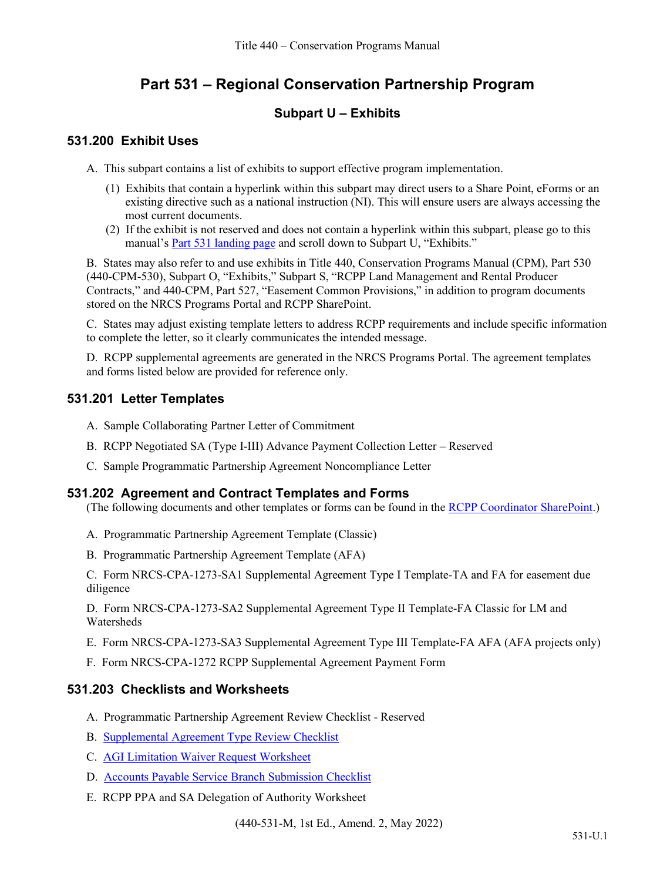# Part 531 – Regional Conservation Partnership Program

## Subpart U – Exhibits

### 531.200 Exhibit Uses

A. This subpart contains a list of exhibits to support effective program implementation.

(1) Exhibits that contain a hyperlink within this subpart may direct users to a Share Point, eForms or an existing directive such as a national instruction (NI). This will ensure users are always accessing the most current documents.

(2) If the exhibit is not reserved and does not contain a hyperlink within this subpart, please go to this manual's Part 531 landing page and scroll down to Subpart U, "Exhibits."

B. States may also refer to and use exhibits in Title 440, Conservation Programs Manual (CPM), Part 530 (440-CPM-530), Subpart O, "Exhibits," Subpart S, "RCPP Land Management and Rental Producer Contracts," and 440-CPM, Part 527, "Easement Common Provisions," in addition to program documents stored on the NRCS Programs Portal and RCPP SharePoint.

C. States may adjust existing template letters to address RCPP requirements and include specific information to complete the letter, so it clearly communicates the intended message.

D. RCPP supplemental agreements are generated in the NRCS Programs Portal. The agreement templates and forms listed below are provided for reference only.

### 531.201 Letter Templates

A. Sample Collaborating Partner Letter of Commitment

B. RCPP Negotiated SA (Type I-III) Advance Payment Collection Letter – Reserved

C. Sample Programmatic Partnership Agreement Noncompliance Letter

### 531.202 Agreement and Contract Templates and Forms

(The following documents and other templates or forms can be found in the RCPP Coordinator SharePoint.)

A. Programmatic Partnership Agreement Template (Classic)

B. Programmatic Partnership Agreement Template (AFA)

C. Form NRCS-CPA-1273-SA1 Supplemental Agreement Type I Template-TA and FA for easement due diligence

D. Form NRCS-CPA-1273-SA2 Supplemental Agreement Type II Template-FA Classic for LM and Watersheds

E. Form NRCS-CPA-1273-SA3 Supplemental Agreement Type III Template-FA AFA (AFA projects only)

F. Form NRCS-CPA-1272 RCPP Supplemental Agreement Payment Form

### 531.203 Checklists and Worksheets

A. Programmatic Partnership Agreement Review Checklist - Reserved

B. Supplemental Agreement Type Review Checklist

C. AGI Limitation Waiver Request Worksheet

D. Accounts Payable Service Branch Submission Checklist

E. RCPP PPA and SA Delegation of Authority Worksheet

(440-531-M, 1st Ed., Amend. 2, May 2022)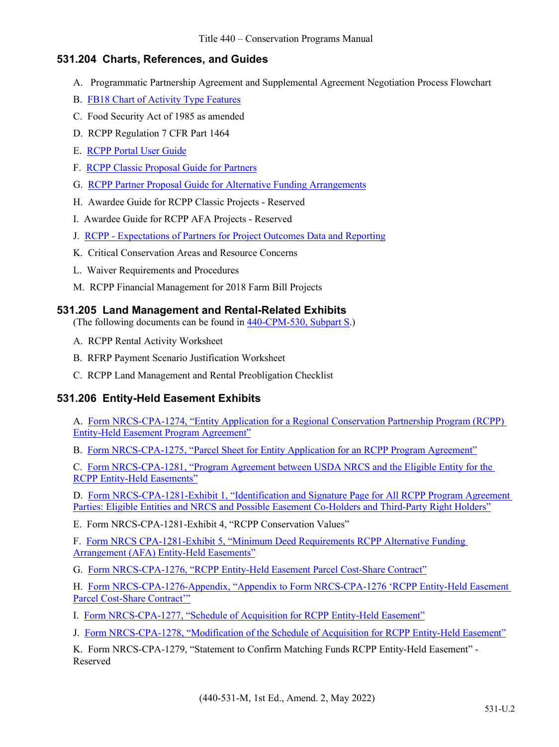## 531.204 Charts, References, and Guides

A. Programmatic Partnership Agreement and Supplemental Agreement Negotiation Process Flowchart

B. FB18 Chart of Activity Type Features

C. Food Security Act of 1985 as amended

D. RCPP Regulation 7 CFR Part 1464

E. RCPP Portal User Guide

F. RCPP Classic Proposal Guide for Partners

G. RCPP Partner Proposal Guide for Alternative Funding Arrangements

H. Awardee Guide for RCPP Classic Projects - Reserved

I. Awardee Guide for RCPP AFA Projects - Reserved

J. RCPP - Expectations of Partners for Project Outcomes Data and Reporting

K. Critical Conservation Areas and Resource Concerns

L. Waiver Requirements and Procedures

M. RCPP Financial Management for 2018 Farm Bill Projects

## 531.205 Land Management and Rental-Related Exhibits

(The following documents can be found in 440-CPM-530, Subpart S.)

A. RCPP Rental Activity Worksheet

B. RFRP Payment Scenario Justification Worksheet

C. RCPP Land Management and Rental Preobligation Checklist

## 531.206 Entity-Held Easement Exhibits

A. Form NRCS-CPA-1274, "Entity Application for a Regional Conservation Partnership Program (RCPP) Entity-Held Easement Program Agreement"

B. Form NRCS-CPA-1275, "Parcel Sheet for Entity Application for an RCPP Program Agreement"

C. Form NRCS-CPA-1281, "Program Agreement between USDA NRCS and the Eligible Entity for the RCPP Entity-Held Easements"

D. Form NRCS-CPA-1281-Exhibit 1, "Identification and Signature Page for All RCPP Program Agreement Parties: Eligible Entities and NRCS and Possible Easement Co-Holders and Third-Party Right Holders"

E. Form NRCS-CPA-1281-Exhibit 4, "RCPP Conservation Values"

F. Form NRCS CPA-1281-Exhibit 5, "Minimum Deed Requirements RCPP Alternative Funding Arrangement (AFA) Entity-Held Easements"

G. Form NRCS-CPA-1276, "RCPP Entity-Held Easement Parcel Cost-Share Contract"

H. Form NRCS-CPA-1276-Appendix, "Appendix to Form NRCS-CPA-1276 'RCPP Entity-Held Easement Parcel Cost-Share Contract'"

I. Form NRCS-CPA-1277, "Schedule of Acquisition for RCPP Entity-Held Easement"

J. Form NRCS-CPA-1278, "Modification of the Schedule of Acquisition for RCPP Entity-Held Easement"

K. Form NRCS-CPA-1279, "Statement to Confirm Matching Funds RCPP Entity-Held Easement" - Reserved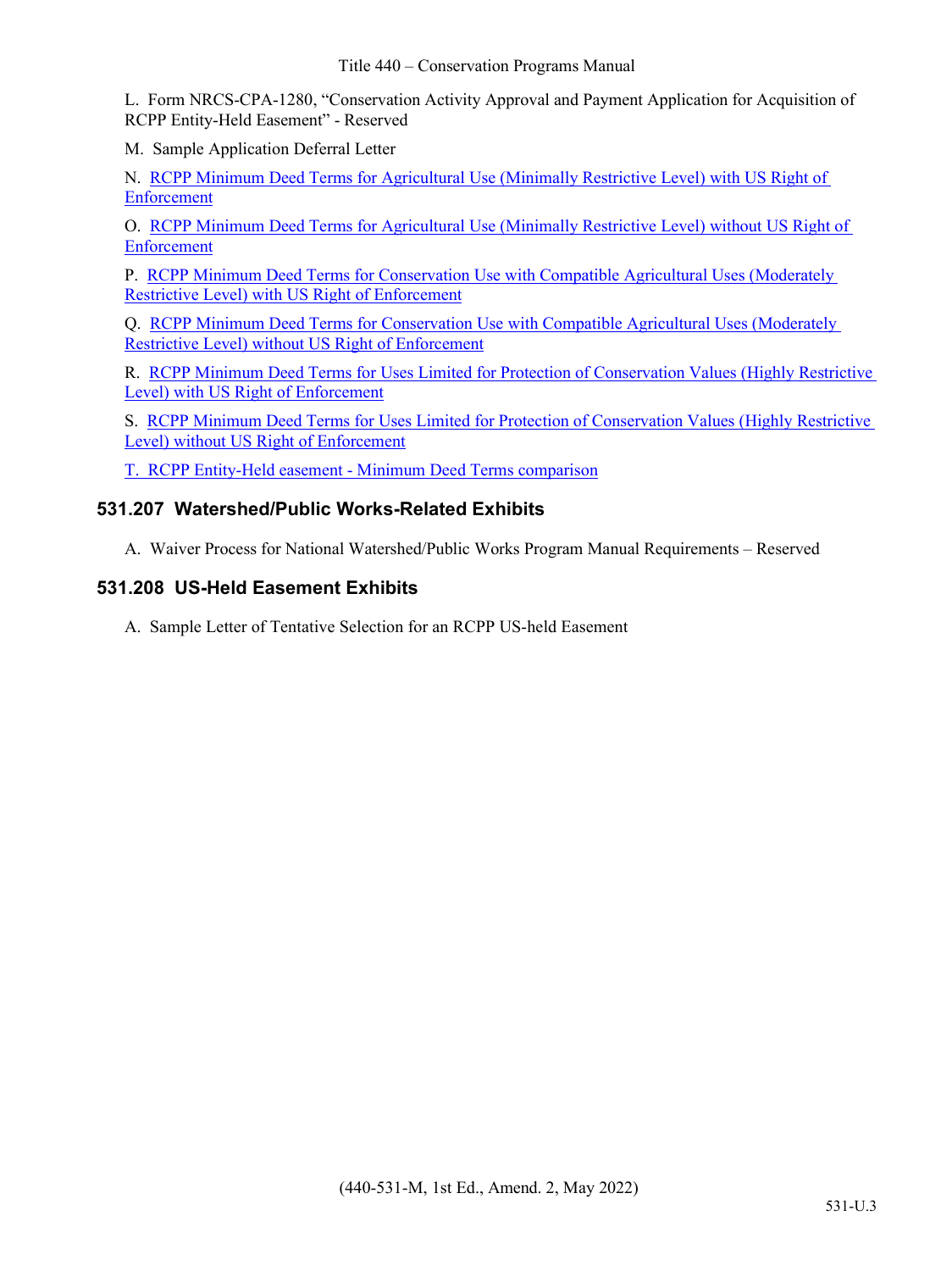L. Form NRCS-CPA-1280, “Conservation Activity Approval and Payment Application for Acquisition of RCPP Entity-Held Easement” - Reserved

M. Sample Application Deferral Letter

N. RCPP Minimum Deed Terms for Agricultural Use (Minimally Restrictive Level) with US Right of Enforcement

O. RCPP Minimum Deed Terms for Agricultural Use (Minimally Restrictive Level) without US Right of Enforcement

P. RCPP Minimum Deed Terms for Conservation Use with Compatible Agricultural Uses (Moderately Restrictive Level) with US Right of Enforcement

Q. RCPP Minimum Deed Terms for Conservation Use with Compatible Agricultural Uses (Moderately Restrictive Level) without US Right of Enforcement

R. RCPP Minimum Deed Terms for Uses Limited for Protection of Conservation Values (Highly Restrictive Level) with US Right of Enforcement

S. RCPP Minimum Deed Terms for Uses Limited for Protection of Conservation Values (Highly Restrictive Level) without US Right of Enforcement

T. RCPP Entity-Held easement - Minimum Deed Terms comparison

## 531.207 Watershed/Public Works-Related Exhibits

A. Waiver Process for National Watershed/Public Works Program Manual Requirements – Reserved

## 531.208 US-Held Easement Exhibits

A. Sample Letter of Tentative Selection for an RCPP US-held Easement